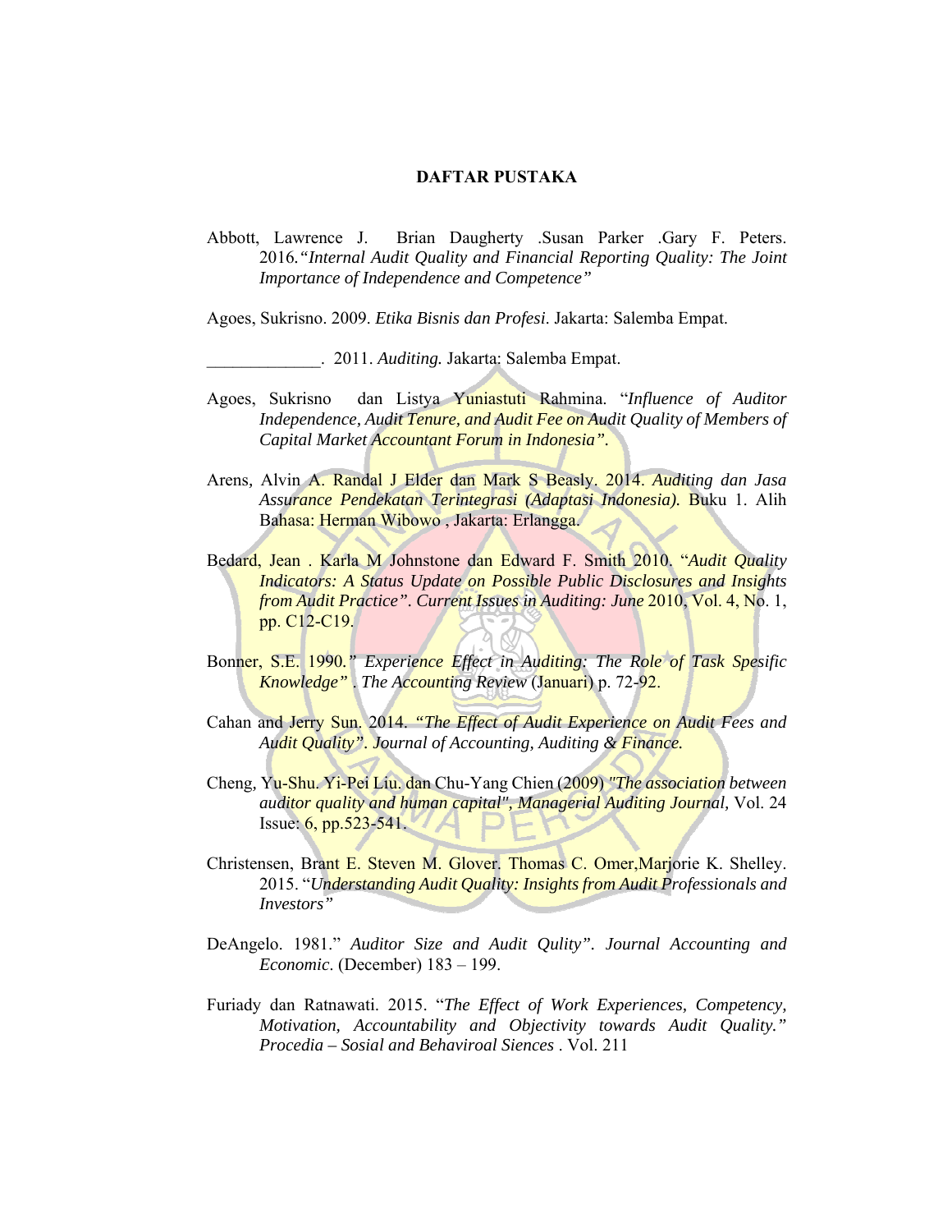# DAFTAR PUSTAKA

Abbott, Lawrence J. Brian Daugherty .Susan Parker .Gary F. Peters. 2016.*"Internal Audit Quality and Financial Reporting Quality: The Joint Importance of Independence and Competence"*

Agoes, Sukrisno. 2009. *Etika Bisnis dan Profesi*. Jakarta: Salemba Empat.

_____________. 2011. *Auditing.* Jakarta: Salemba Empat.

Agoes, Sukrisno dan Listya Yuniastuti Rahmina. "*Influence of Auditor Independence, Audit Tenure, and Audit Fee on Audit Quality of Members of Capital Market Accountant Forum in Indonesia".*

Arens, Alvin A. Randal J Elder dan Mark S Beasly. 2014. *Auditing dan Jasa Assurance Pendekatan Terintegrasi (Adaptasi Indonesia).* Buku 1. Alih Bahasa: Herman Wibowo , Jakarta: Erlangga.

Bedard, Jean . Karla M Johnstone dan Edward F. Smith 2010. "*Audit Quality Indicators: A Status Update on Possible Public Disclosures and Insights from Audit Practice". Current Issues in Auditing: June* 2010, Vol. 4, No. 1, pp. C12-C19.

Bonner, S.E. 1990.*" Experience Effect in Auditing: The Role of Task Spesific Knowledge" . The Accounting Review* (Januari) p. 72-92.

Cahan and Jerry Sun. 2014. *"The Effect of Audit Experience on Audit Fees and Audit Quality". Journal of Accounting, Auditing & Finance.*

Cheng, Yu-Shu. Yi-Pei Liu. dan Chu-Yang Chien (2009) *"The association between auditor quality and human capital", Managerial Auditing Journal,* Vol. 24 Issue: 6, pp.523-541.

Christensen, Brant E. Steven M. Glover. Thomas C. Omer,Marjorie K. Shelley. 2015. "*Understanding Audit Quality: Insights from Audit Professionals and Investors"*

DeAngelo. 1981." *Auditor Size and Audit Qulity". Journal Accounting and Economic*. (December) 183 – 199.

Furiady dan Ratnawati. 2015. "*The Effect of Work Experiences, Competency, Motivation, Accountability and Objectivity towards Audit Quality." Procedia – Sosial and Behaviroal Siences* . Vol. 211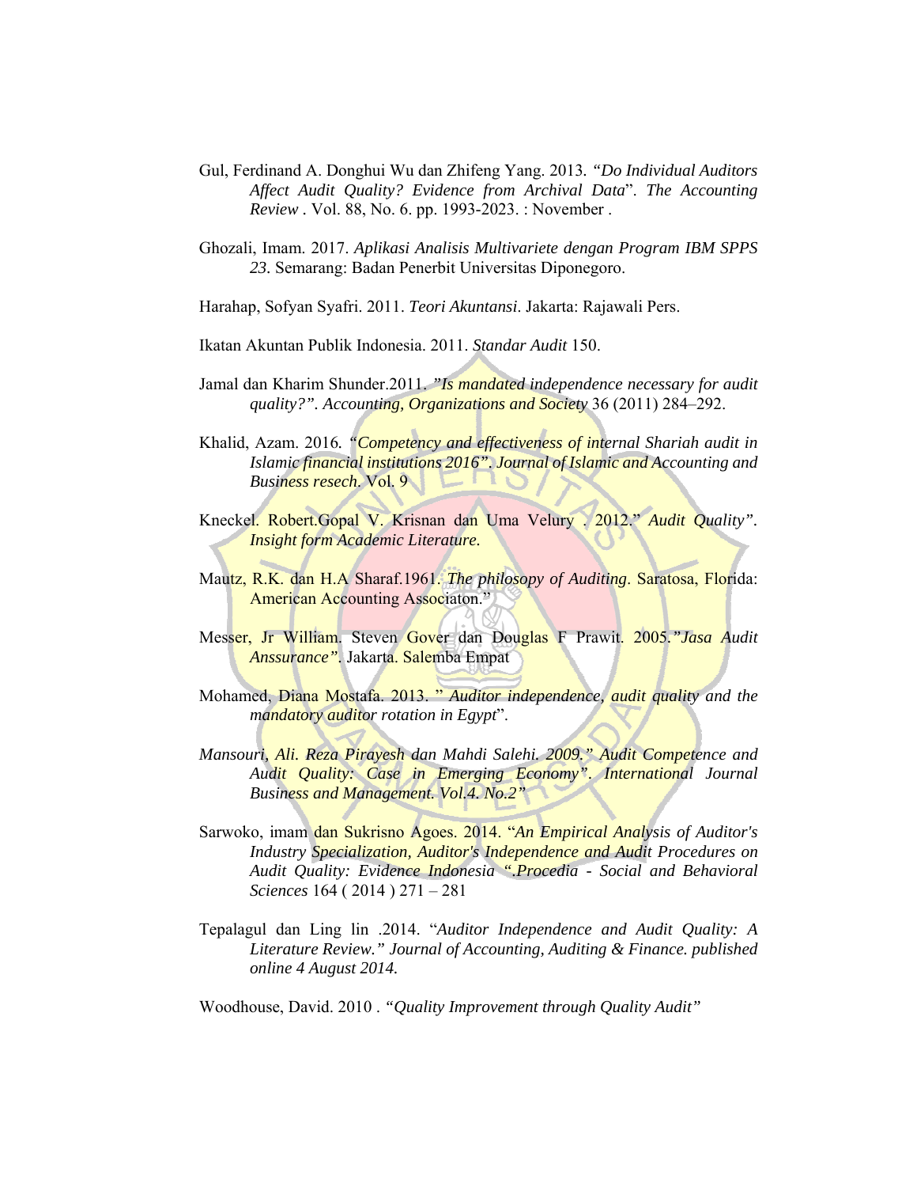Gul, Ferdinand A. Donghui Wu dan Zhifeng Yang. 2013. *"Do Individual Auditors Affect Audit Quality? Evidence from Archival Data*". *The Accounting Review* . Vol. 88, No. 6. pp. 1993-2023. : November .

Ghozali, Imam. 2017. *Aplikasi Analisis Multivariete dengan Program IBM SPPS 23*. Semarang: Badan Penerbit Universitas Diponegoro.

Harahap, Sofyan Syafri. 2011. *Teori Akuntansi*. Jakarta: Rajawali Pers.

Ikatan Akuntan Publik Indonesia. 2011. *Standar Audit* 150.

Jamal dan Kharim Shunder.2011. *"Is mandated independence necessary for audit quality?". Accounting, Organizations and Society* 36 (2011) 284–292.

Khalid, Azam. 2016. *"Competency and effectiveness of internal Shariah audit in Islamic financial institutions 2016". Journal of Islamic and Accounting and Business resech.* Vol. 9

Kneckel. Robert.Gopal V. Krisnan dan Uma Velury . 2012." *Audit Quality"*. *Insight form Academic Literature.*

Mautz, R.K. dan H.A Sharaf.1961. *The philosopy of Auditing*. Saratosa, Florida: American Accounting Associaton."

Messer, Jr William. Steven Gover dan Douglas F Prawit. 2005.*"Jasa Audit Anssurance"*. Jakarta. Salemba Empat

Mohamed, Diana Mostafa. 2013. " *Auditor independence, audit quality and the mandatory auditor rotation in Egypt*".

*Mansouri, Ali. Reza Pirayesh dan Mahdi Salehi. 2009." Audit Competence and Audit Quality: Case in Emerging Economy". International Journal Business and Management. Vol.4. No.2"*

Sarwoko, imam dan Sukrisno Agoes. 2014. "*An Empirical Analysis of Auditor's Industry Specialization, Auditor's Independence and Audit Procedures on Audit Quality: Evidence Indonesia ".Procedia - Social and Behavioral Sciences* 164 ( 2014 ) 271 – 281

Tepalagul dan Ling lin .2014. "*Auditor Independence and Audit Quality: A Literature Review." Journal of Accounting, Auditing & Finance. published online 4 August 2014.*

Woodhouse, David. 2010 . *"Quality Improvement through Quality Audit"*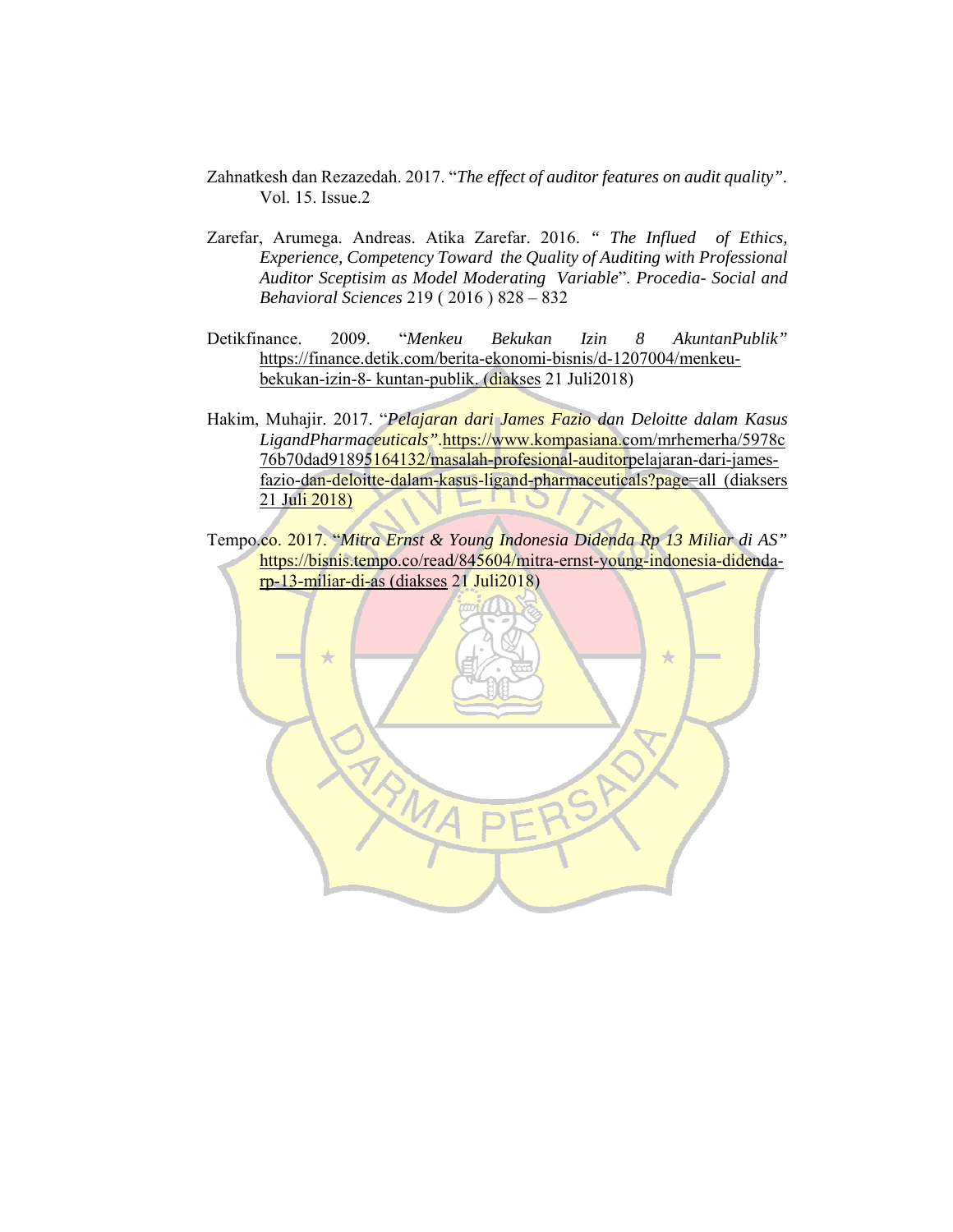Zahnatkesh dan Rezazedah. 2017. "*The effect of auditor features on audit quality"*. Vol. 15. Issue.2

Zarefar, Arumega. Andreas. Atika Zarefar. 2016. " *The Influed of Ethics, Experience, Competency Toward the Quality of Auditing with Professional Auditor Sceptisim as Model Moderating Variable*". *Procedia- Social and Behavioral Sciences* 219 ( 2016 ) 828 – 832

Detikfinance. 2009. "*Menkeu Bekukan Izin 8 AkuntanPublik"* https://finance.detik.com/berita-ekonomi-bisnis/d-1207004/menkeu-bekukan-izin-8- kuntan-publik. (diakses 21 Juli2018)

Hakim, Muhajir. 2017. "*Pelajaran dari James Fazio dan Deloitte dalam Kasus LigandPharmaceuticals"*.https://www.kompasiana.com/mrhemerha/5978c76b70dad91895164132/masalah-profesional-auditorpelajaran-dari-james-fazio-dan-deloitte-dalam-kasus-ligand-pharmaceuticals?page=all (diaksers 21 Juli 2018)

Tempo.co. 2017. "*Mitra Ernst & Young Indonesia Didenda Rp 13 Miliar di AS"* https://bisnis.tempo.co/read/845604/mitra-ernst-young-indonesia-didenda-rp-13-miliar-di-as (diakses 21 Juli2018)